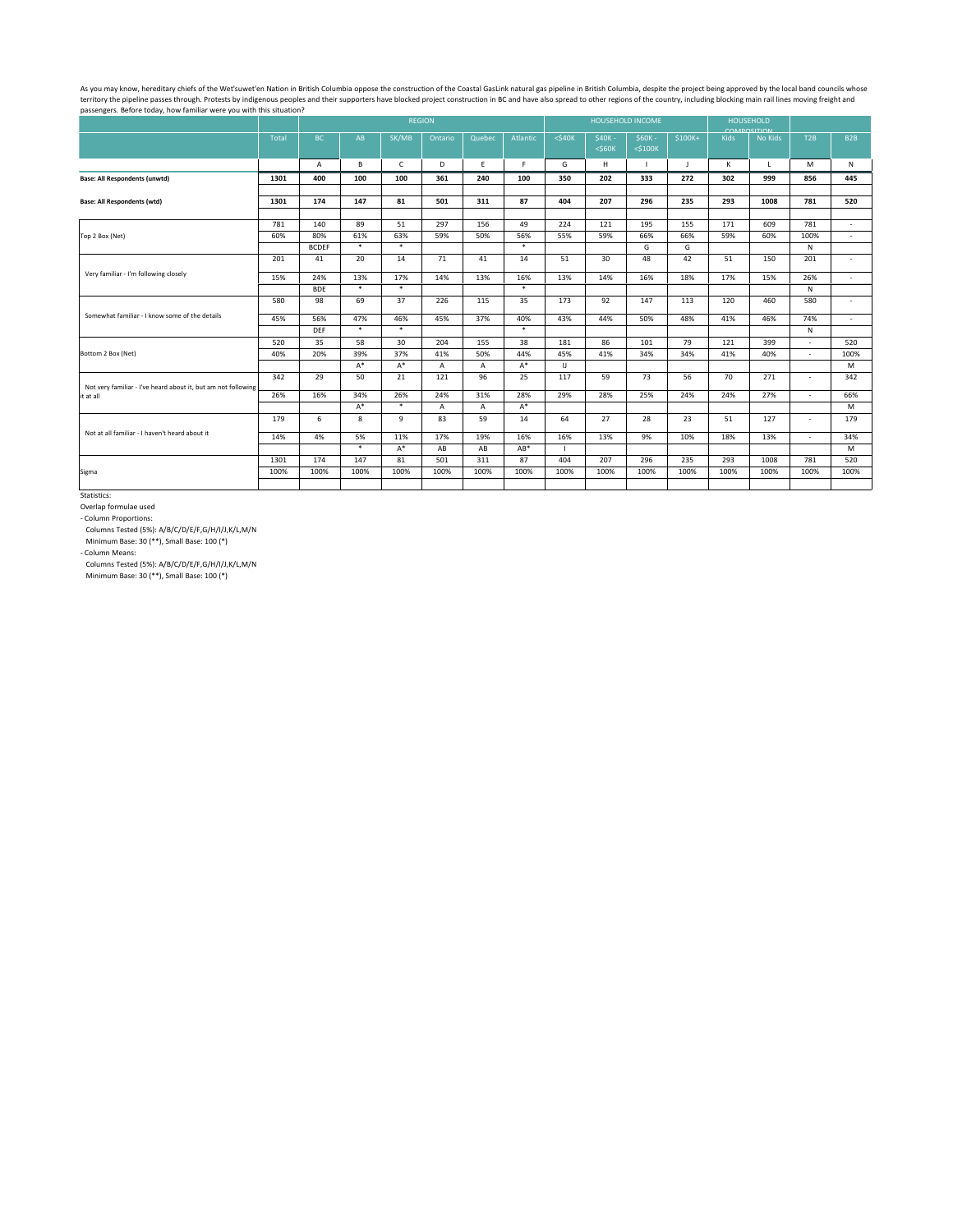As you may know, hereditary chiefs of the Wet'suwet'en Nation in British Columbia oppose the construction of the Coastal GasLink natural gas pipeline in British Columbia, despite the project being approved by the local band councils whose territory the pipeline passes through. Protests by indigenous peoples and their supporters have blocked project construction in BC and have also spread to other regions of the country, including blocking main rail lines moving freight and passengers. Before today, how familiar were you with this situation?

| | | REGION | | | | | | HOUSEHOLD INCOME | | | | HOUSEHOLD COMPOSITION | | | |
|---|---|---|---|---|---|---|---|---|---|---|---|---|---|---|---|
| | Total | BC | AB | SK/MB | Ontario | Quebec | Atlantic | <$40K | $40K - <$60K | $60K - <$100K | $100K+ | Kids | No Kids | T2B | B2B |
| | | A | B | C | D | E | F | G | H | I | J | K | L | M | N |
| **Base: All Respondents (unwtd)** | **1301** | **400** | **100** | **100** | **361** | **240** | **100** | **350** | **202** | **333** | **272** | **302** | **999** | **856** | **445** |
| **Base: All Respondents (wtd)** | **1301** | **174** | **147** | **81** | **501** | **311** | **87** | **404** | **207** | **296** | **235** | **293** | **1008** | **781** | **520** |
| Top 2 Box (Net) | 781 | 140 | 89 | 51 | 297 | 156 | 49 | 224 | 121 | 195 | 155 | 171 | 609 | 781 | - |
| | 60% | 80% | 61% | 63% | 59% | 50% | 56% | 55% | 59% | 66% | 66% | 59% | 60% | 100% | - |
| | | BCDEF | * | * | | | * | | | G | G | | | N | |
| Very familiar - I'm following closely | 201 | 41 | 20 | 14 | 71 | 41 | 14 | 51 | 30 | 48 | 42 | 51 | 150 | 201 | - |
| | 15% | 24% | 13% | 17% | 14% | 13% | 16% | 13% | 14% | 16% | 18% | 17% | 15% | 26% | - |
| | | BDE | * | * | | | * | | | | | | | N | |
| Somewhat familiar - I know some of the details | 580 | 98 | 69 | 37 | 226 | 115 | 35 | 173 | 92 | 147 | 113 | 120 | 460 | 580 | - |
| | 45% | 56% | 47% | 46% | 45% | 37% | 40% | 43% | 44% | 50% | 48% | 41% | 46% | 74% | - |
| | | DEF | * | * | | | * | | | | | | | N | |
| Bottom 2 Box (Net) | 520 | 35 | 58 | 30 | 204 | 155 | 38 | 181 | 86 | 101 | 79 | 121 | 399 | - | 520 |
| | 40% | 20% | 39% | 37% | 41% | 50% | 44% | 45% | 41% | 34% | 34% | 41% | 40% | - | 100% |
| | | | A* | A* | A | A | A* | IJ | | | | | | | M |
| Not very familiar - I've heard about it, but am not following it at all | 342 | 29 | 50 | 21 | 121 | 96 | 25 | 117 | 59 | 73 | 56 | 70 | 271 | - | 342 |
| | 26% | 16% | 34% | 26% | 24% | 31% | 28% | 29% | 28% | 25% | 24% | 24% | 27% | - | 66% |
| | | | A* | * | A | A | A* | | | | | | | | M |
| Not at all familiar - I haven't heard about it | 179 | 6 | 8 | 9 | 83 | 59 | 14 | 64 | 27 | 28 | 23 | 51 | 127 | - | 179 |
| | 14% | 4% | 5% | 11% | 17% | 19% | 16% | 16% | 13% | 9% | 10% | 18% | 13% | - | 34% |
| | | | * | A* | AB | AB | AB* | I | | | | | | | M |
| Sigma | 1301 | 174 | 147 | 81 | 501 | 311 | 87 | 404 | 207 | 296 | 235 | 293 | 1008 | 781 | 520 |
| | 100% | 100% | 100% | 100% | 100% | 100% | 100% | 100% | 100% | 100% | 100% | 100% | 100% | 100% | 100% |

Statistics:

Overlap formulae used

- Column Proportions:

  Columns Tested (5%): A/B/C/D/E/F,G/H/I/J,K/L,M/N

  Minimum Base: 30 (**), Small Base: 100 (*)

- Column Means:

  Columns Tested (5%): A/B/C/D/E/F,G/H/I/J,K/L,M/N

  Minimum Base: 30 (**), Small Base: 100 (*)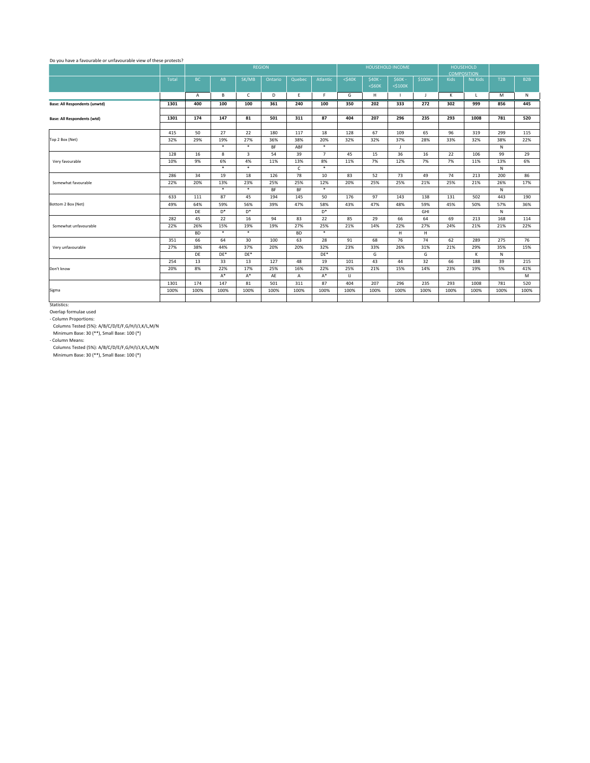Do you have a favourable or unfavourable view of these protests?

| | Total | REGION | | | | | | HOUSEHOLD INCOME | | | | HOUSEHOLD COMPOSITION | | | |
|---|---|---|---|---|---|---|---|---|---|---|---|---|---|---|---|
| | | BC | AB | SK/MB | Ontario | Quebec | Atlantic | <$40K | $40K - <$60K | $60K - <$100K | $100K+ | Kids | No Kids | T2B | B2B |
| | | A | B | C | D | E | F | G | H | I | J | K | L | M | N |
| **Base: All Respondents (unwtd)** | **1301** | **400** | **100** | **100** | **361** | **240** | **100** | **350** | **202** | **333** | **272** | **302** | **999** | **856** | **445** |
| **Base: All Respondents (wtd)** | **1301** | **174** | **147** | **81** | **501** | **311** | **87** | **404** | **207** | **296** | **235** | **293** | **1008** | **781** | **520** |
| Top 2 Box (Net) | 415 | 50 | 27 | 22 | 180 | 117 | 18 | 128 | 67 | 109 | 65 | 96 | 319 | 299 | 115 |
| | 32% | 29% | 19% | 27% | 36% | 38% | 20% | 32% | 32% | 37% | 28% | 33% | 32% | 38% | 22% |
| | | | * | * | BF | ABF | * | | | J | | | | N | |
| Very favourable | 128 | 16 | 8 | 3 | 54 | 39 | 7 | 45 | 15 | 36 | 16 | 22 | 106 | 99 | 29 |
| | 10% | 9% | 6% | 4% | 11% | 13% | 8% | 11% | 7% | 12% | 7% | 7% | 11% | 13% | 6% |
| | | | * | * | | C | * | | | | | | | N | |
| Somewhat favourable | 286 | 34 | 19 | 18 | 126 | 78 | 10 | 83 | 52 | 73 | 49 | 74 | 213 | 200 | 86 |
| | 22% | 20% | 13% | 23% | 25% | 25% | 12% | 20% | 25% | 25% | 21% | 25% | 21% | 26% | 17% |
| | | | * | * | BF | BF | * | | | | | | | N | |
| Bottom 2 Box (Net) | 633 | 111 | 87 | 45 | 194 | 145 | 50 | 176 | 97 | 143 | 138 | 131 | 502 | 443 | 190 |
| | 49% | 64% | 59% | 56% | 39% | 47% | 58% | 43% | 47% | 48% | 59% | 45% | 50% | 57% | 36% |
| | | DE | D* | D* | | | D* | | | | GHI | | | N | |
| Somewhat unfavourable | 282 | 45 | 22 | 16 | 94 | 83 | 22 | 85 | 29 | 66 | 64 | 69 | 213 | 168 | 114 |
| | 22% | 26% | 15% | 19% | 19% | 27% | 25% | 21% | 14% | 22% | 27% | 24% | 21% | 21% | 22% |
| | | BD | * | * | | BD | * | | | H | H | | | | |
| Very unfavourable | 351 | 66 | 64 | 30 | 100 | 63 | 28 | 91 | 68 | 76 | 74 | 62 | 289 | 275 | 76 |
| | 27% | 38% | 44% | 37% | 20% | 20% | 32% | 23% | 33% | 26% | 31% | 21% | 29% | 35% | 15% |
| | | DE | DE* | DE* | | | DE* | | G | | G | | K | N | |
| Don't know | 254 | 13 | 33 | 13 | 127 | 48 | 19 | 101 | 43 | 44 | 32 | 66 | 188 | 39 | 215 |
| | 20% | 8% | 22% | 17% | 25% | 16% | 22% | 25% | 21% | 15% | 14% | 23% | 19% | 5% | 41% |
| | | | A* | A* | AE | A | A* | IJ | | | | | | | M |
| Sigma | 1301 | 174 | 147 | 81 | 501 | 311 | 87 | 404 | 207 | 296 | 235 | 293 | 1008 | 781 | 520 |
| | 100% | 100% | 100% | 100% | 100% | 100% | 100% | 100% | 100% | 100% | 100% | 100% | 100% | 100% | 100% |

Statistics:

Overlap formulae used

- Column Proportions:

  Columns Tested (5%): A/B/C/D/E/F,G/H/I/J,K/L,M/N

  Minimum Base: 30 (**), Small Base: 100 (*)

- Column Means:

  Columns Tested (5%): A/B/C/D/E/F,G/H/I/J,K/L,M/N

  Minimum Base: 30 (**), Small Base: 100 (*)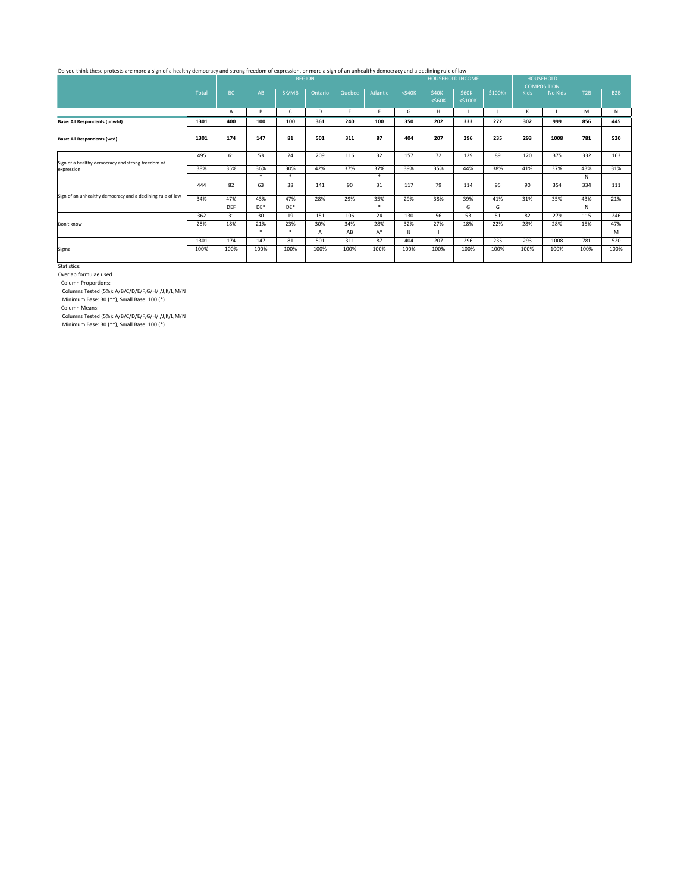Do you think these protests are more a sign of a healthy democracy and strong freedom of expression, or more a sign of an unhealthy democracy and a declining rule of law

| | | REGION | | | | | | HOUSEHOLD INCOME | | | | HOUSEHOLD COMPOSITION | | | |
|---|---|---|---|---|---|---|---|---|---|---|---|---|---|---|---|
| | Total | BC | AB | SK/MB | Ontario | Quebec | Atlantic | <$40K | $40K - <$60K | $60K - <$100K | $100K+ | Kids | No Kids | T2B | B2B |
| | | A | B | C | D | E | F | G | H | I | J | K | L | M | N |
| **Base: All Respondents (unwtd)** | **1301** | **400** | **100** | **100** | **361** | **240** | **100** | **350** | **202** | **333** | **272** | **302** | **999** | **856** | **445** |
| **Base: All Respondents (wtd)** | **1301** | **174** | **147** | **81** | **501** | **311** | **87** | **404** | **207** | **296** | **235** | **293** | **1008** | **781** | **520** |
| Sign of a healthy democracy and strong freedom of expression | 495 | 61 | 53 | 24 | 209 | 116 | 32 | 157 | 72 | 129 | 89 | 120 | 375 | 332 | 163 |
| | 38% | 35% | 36% | 30% | 42% | 37% | 37% | 39% | 35% | 44% | 38% | 41% | 37% | 43% | 31% |
| | | | * | * | | | * | | | | | | | N | |
| Sign of an unhealthy democracy and a declining rule of law | 444 | 82 | 63 | 38 | 141 | 90 | 31 | 117 | 79 | 114 | 95 | 90 | 354 | 334 | 111 |
| | 34% | 47% | 43% | 47% | 28% | 29% | 35% | 29% | 38% | 39% | 41% | 31% | 35% | 43% | 21% |
| | | DEF | DE* | DE* | | | * | | | G | G | | | N | |
| Don't know | 362 | 31 | 30 | 19 | 151 | 106 | 24 | 130 | 56 | 53 | 51 | 82 | 279 | 115 | 246 |
| | 28% | 18% | 21% | 23% | 30% | 34% | 28% | 32% | 27% | 18% | 22% | 28% | 28% | 15% | 47% |
| | | | * | * | A | AB | A* | IJ | I | | | | | | M |
| Sigma | 1301 | 174 | 147 | 81 | 501 | 311 | 87 | 404 | 207 | 296 | 235 | 293 | 1008 | 781 | 520 |
| | 100% | 100% | 100% | 100% | 100% | 100% | 100% | 100% | 100% | 100% | 100% | 100% | 100% | 100% | 100% |

Statistics:

Overlap formulae used

- Column Proportions:

  Columns Tested (5%): A/B/C/D/E/F,G/H/I/J,K/L,M/N

  Minimum Base: 30 (**), Small Base: 100 (*)

- Column Means:

  Columns Tested (5%): A/B/C/D/E/F,G/H/I/J,K/L,M/N

  Minimum Base: 30 (**), Small Base: 100 (*)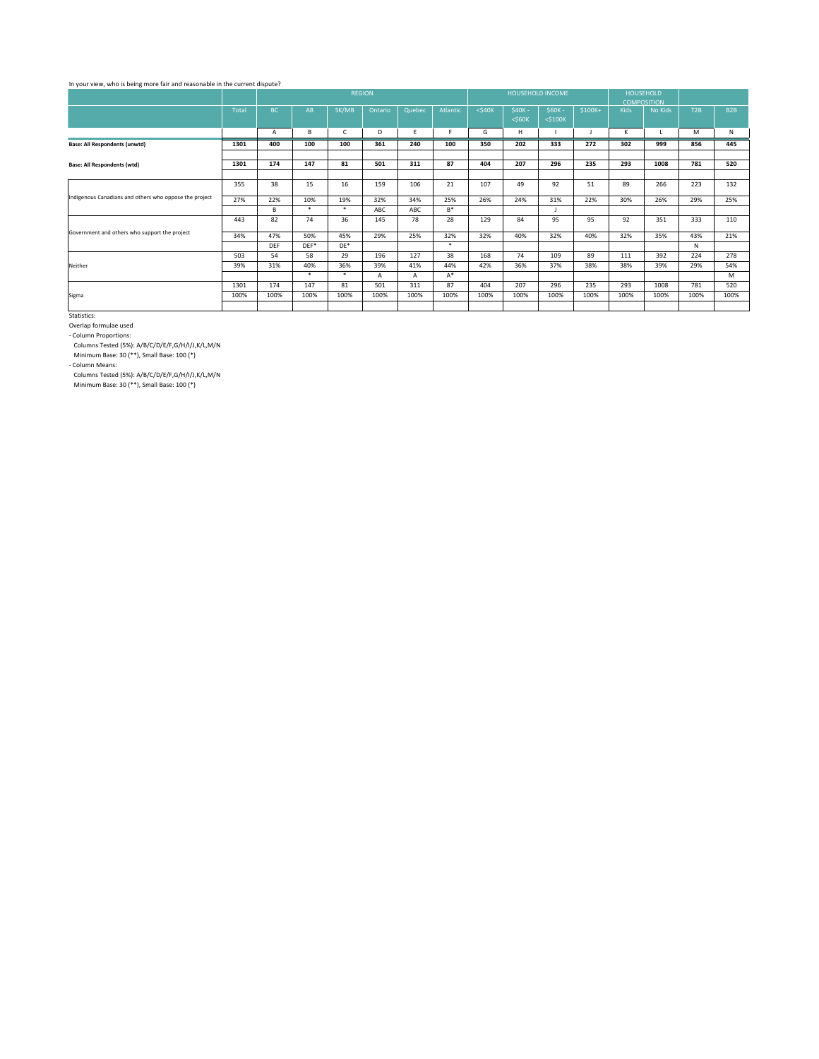In your view, who is being more fair and reasonable in the current dispute?

| | | REGION | | | | | | HOUSEHOLD INCOME | | | | HOUSEHOLD COMPOSITION | | | |
|---|---|---|---|---|---|---|---|---|---|---|---|---|---|---|---|
| | Total | BC | AB | SK/MB | Ontario | Quebec | Atlantic | <$40K | $40K - <$60K | $60K - <$100K | $100K+ | Kids | No Kids | T2B | B2B |
| | | A | B | C | D | E | F | G | H | I | J | K | L | M | N |
| **Base: All Respondents (unwtd)** | **1301** | **400** | **100** | **100** | **361** | **240** | **100** | **350** | **202** | **333** | **272** | **302** | **999** | **856** | **445** |
| **Base: All Respondents (wtd)** | **1301** | **174** | **147** | **81** | **501** | **311** | **87** | **404** | **207** | **296** | **235** | **293** | **1008** | **781** | **520** |
| Indigenous Canadians and others who oppose the project | 355 | 38 | 15 | 16 | 159 | 106 | 21 | 107 | 49 | 92 | 51 | 89 | 266 | 223 | 132 |
| | 27% | 22% | 10% | 19% | 32% | 34% | 25% | 26% | 24% | 31% | 22% | 30% | 26% | 29% | 25% |
| | | B | * | * | ABC | ABC | B* | | | J | | | | | |
| Government and others who support the project | 443 | 82 | 74 | 36 | 145 | 78 | 28 | 129 | 84 | 95 | 95 | 92 | 351 | 333 | 110 |
| | 34% | 47% | 50% | 45% | 29% | 25% | 32% | 32% | 40% | 32% | 40% | 32% | 35% | 43% | 21% |
| | | DEF | DEF* | DE* | | | * | | | | | | | N | |
| Neither | 503 | 54 | 58 | 29 | 196 | 127 | 38 | 168 | 74 | 109 | 89 | 111 | 392 | 224 | 278 |
| | 39% | 31% | 40% | 36% | 39% | 41% | 44% | 42% | 36% | 37% | 38% | 38% | 39% | 29% | 54% |
| | | | * | * | A | A | A* | | | | | | | | M |
| Sigma | 1301 | 174 | 147 | 81 | 501 | 311 | 87 | 404 | 207 | 296 | 235 | 293 | 1008 | 781 | 520 |
| | 100% | 100% | 100% | 100% | 100% | 100% | 100% | 100% | 100% | 100% | 100% | 100% | 100% | 100% | 100% |

Statistics:

Overlap formulae used

- Column Proportions:

  Columns Tested (5%): A/B/C/D/E/F,G/H/I/J,K/L,M/N

  Minimum Base: 30 (**), Small Base: 100 (*)

- Column Means:

  Columns Tested (5%): A/B/C/D/E/F,G/H/I/J,K/L,M/N

  Minimum Base: 30 (**), Small Base: 100 (*)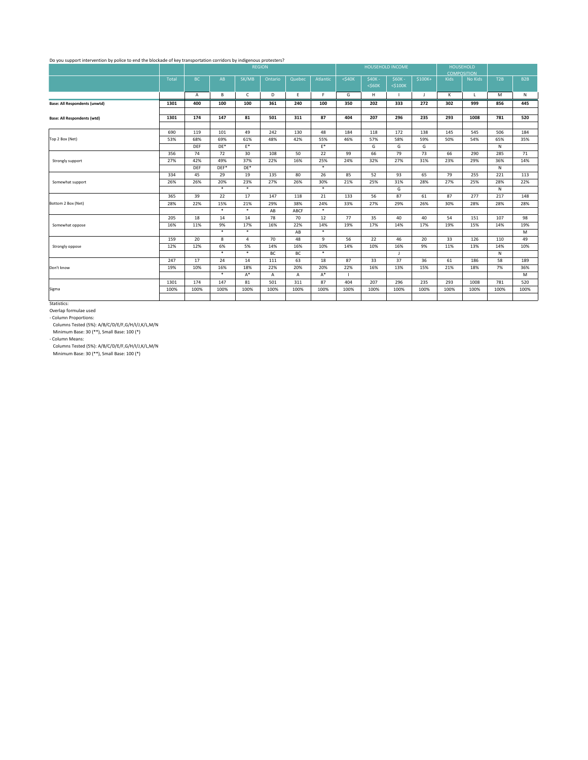Do you support intervention by police to end the blockade of key transportation corridors by indigenous protesters?

| | | REGION | | | | | | HOUSEHOLD INCOME | | | | HOUSEHOLD COMPOSITION | | | |
|---|---|---|---|---|---|---|---|---|---|---|---|---|---|---|---|
| | Total | BC | AB | SK/MB | Ontario | Quebec | Atlantic | <$40K | $40K - <$60K | $60K - <$100K | $100K+ | Kids | No Kids | T2B | B2B |
| | | A | B | C | D | E | F | G | H | I | J | K | L | M | N |
| **Base: All Respondents (unwtd)** | **1301** | **400** | **100** | **100** | **361** | **240** | **100** | **350** | **202** | **333** | **272** | **302** | **999** | **856** | **445** |
| **Base: All Respondents (wtd)** | **1301** | **174** | **147** | **81** | **501** | **311** | **87** | **404** | **207** | **296** | **235** | **293** | **1008** | **781** | **520** |
| Top 2 Box (Net) | 690 | 119 | 101 | 49 | 242 | 130 | 48 | 184 | 118 | 172 | 138 | 145 | 545 | 506 | 184 |
| | 53% | 68% | 69% | 61% | 48% | 42% | 55% | 46% | 57% | 58% | 59% | 50% | 54% | 65% | 35% |
| | | DEF | DE* | E* | | | E* | | G | G | G | | | N | |
| Strongly support | 356 | 74 | 72 | 30 | 108 | 50 | 22 | 99 | 66 | 79 | 73 | 66 | 290 | 285 | 71 |
| | 27% | 42% | 49% | 37% | 22% | 16% | 25% | 24% | 32% | 27% | 31% | 23% | 29% | 36% | 14% |
| | | DEF | DEF* | DE* | | | * | | | | | | | N | |
| Somewhat support | 334 | 45 | 29 | 19 | 135 | 80 | 26 | 85 | 52 | 93 | 65 | 79 | 255 | 221 | 113 |
| | 26% | 26% | 20% | 23% | 27% | 26% | 30% | 21% | 25% | 31% | 28% | 27% | 25% | 28% | 22% |
| | | | * | * | | | * | | | G | | | | N | |
| Bottom 2 Box (Net) | 365 | 39 | 22 | 17 | 147 | 118 | 21 | 133 | 56 | 87 | 61 | 87 | 277 | 217 | 148 |
| | 28% | 22% | 15% | 21% | 29% | 38% | 24% | 33% | 27% | 29% | 26% | 30% | 28% | 28% | 28% |
| | | | * | * | AB | ABCF | * | | | | | | | | |
| Somewhat oppose | 205 | 18 | 14 | 14 | 78 | 70 | 12 | 77 | 35 | 40 | 40 | 54 | 151 | 107 | 98 |
| | 16% | 11% | 9% | 17% | 16% | 22% | 14% | 19% | 17% | 14% | 17% | 19% | 15% | 14% | 19% |
| | | | * | * | | AB | * | | | | | | | | M |
| Strongly oppose | 159 | 20 | 8 | 4 | 70 | 48 | 9 | 56 | 22 | 46 | 20 | 33 | 126 | 110 | 49 |
| | 12% | 12% | 6% | 5% | 14% | 16% | 10% | 14% | 10% | 16% | 9% | 11% | 13% | 14% | 10% |
| | | | * | * | BC | BC | * | | | J | | | | N | |
| Don't know | 247 | 17 | 24 | 14 | 111 | 63 | 18 | 87 | 33 | 37 | 36 | 61 | 186 | 58 | 189 |
| | 19% | 10% | 16% | 18% | 22% | 20% | 20% | 22% | 16% | 13% | 15% | 21% | 18% | 7% | 36% |
| | | | * | A* | A | A | A* | I | | | | | | | M |
| Sigma | 1301 | 174 | 147 | 81 | 501 | 311 | 87 | 404 | 207 | 296 | 235 | 293 | 1008 | 781 | 520 |
| | 100% | 100% | 100% | 100% | 100% | 100% | 100% | 100% | 100% | 100% | 100% | 100% | 100% | 100% | 100% |

Statistics:
Overlap formulae used
- Column Proportions:
Columns Tested (5%): A/B/C/D/E/F,G/H/I/J,K/L,M/N
Minimum Base: 30 (**), Small Base: 100 (*)
- Column Means:
Columns Tested (5%): A/B/C/D/E/F,G/H/I/J,K/L,M/N
Minimum Base: 30 (**), Small Base: 100 (*)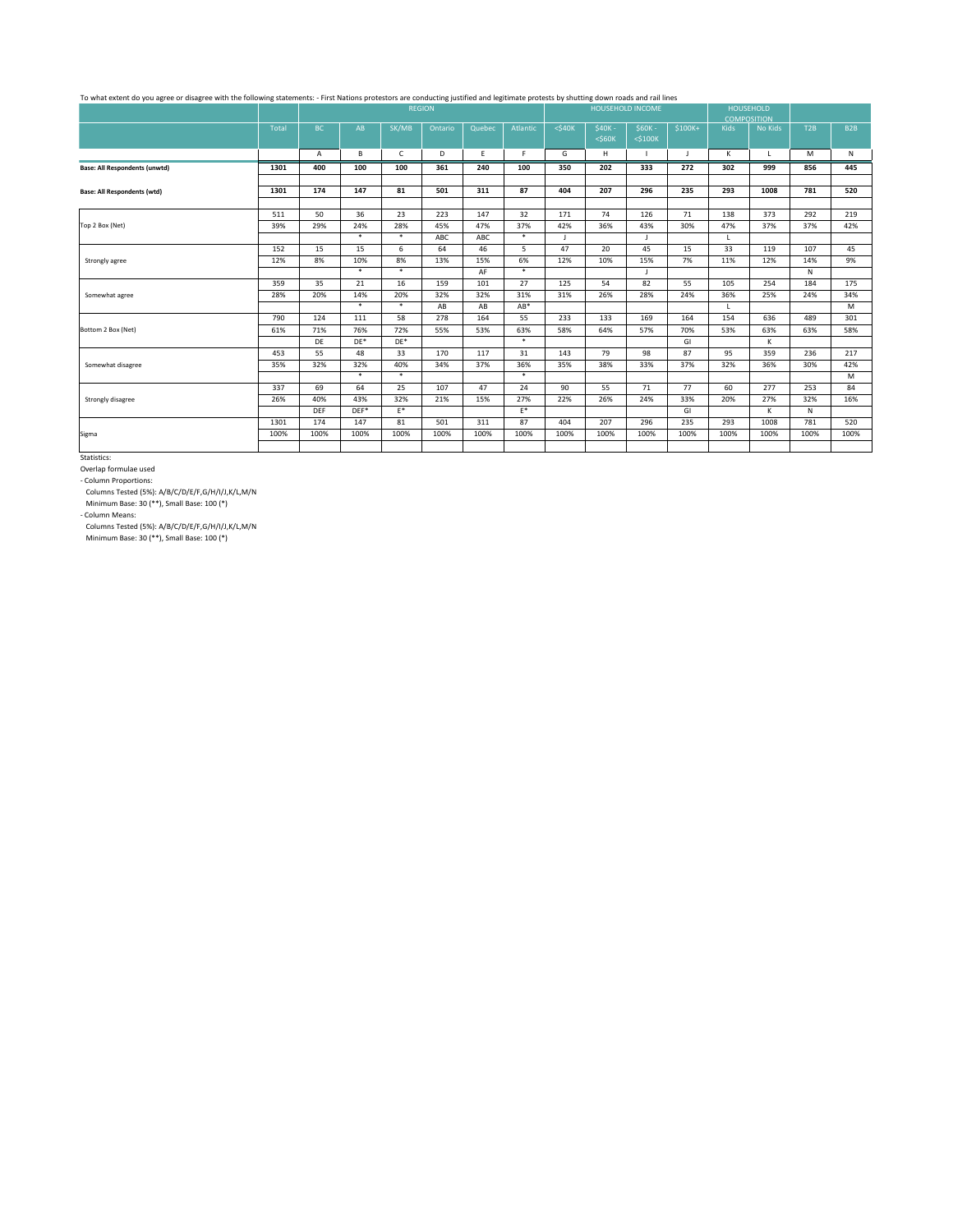To what extent do you agree or disagree with the following statements: - First Nations protestors are conducting justified and legitimate protests by shutting down roads and rail lines

| | | REGION | | | | | | HOUSEHOLD INCOME | | | | | HOUSEHOLD COMPOSITION | | | |
|---|---|---|---|---|---|---|---|---|---|---|---|---|---|---|---|---|
| | Total | BC | AB | SK/MB | Ontario | Quebec | Atlantic | <$40K | $40K - <$60K | $60K - <$100K | $100K+ | Kids | No Kids | T2B | B2B |
| | | A | B | C | D | E | F | G | H | I | J | K | L | M | N |
| **Base: All Respondents (unwtd)** | **1301** | **400** | **100** | **100** | **361** | **240** | **100** | **350** | **202** | **333** | **272** | **302** | **999** | **856** | **445** |
| **Base: All Respondents (wtd)** | **1301** | **174** | **147** | **81** | **501** | **311** | **87** | **404** | **207** | **296** | **235** | **293** | **1008** | **781** | **520** |
| Top 2 Box (Net) | 511 | 50 | 36 | 23 | 223 | 147 | 32 | 171 | 74 | 126 | 71 | 138 | 373 | 292 | 219 |
| | 39% | 29% | 24% | 28% | 45% | 47% | 37% | 42% | 36% | 43% | 30% | 47% | 37% | 37% | 42% |
| | | | * | * | ABC | ABC | * | J | | J | | L | | | |
| Strongly agree | 152 | 15 | 15 | 6 | 64 | 46 | 5 | 47 | 20 | 45 | 15 | 33 | 119 | 107 | 45 |
| | 12% | 8% | 10% | 8% | 13% | 15% | 6% | 12% | 10% | 15% | 7% | 11% | 12% | 14% | 9% |
| | | | * | * | | AF | * | | | J | | | | N | |
| Somewhat agree | 359 | 35 | 21 | 16 | 159 | 101 | 27 | 125 | 54 | 82 | 55 | 105 | 254 | 184 | 175 |
| | 28% | 20% | 14% | 20% | 32% | 32% | 31% | 31% | 26% | 28% | 24% | 36% | 25% | 24% | 34% |
| | | | * | * | AB | AB | AB* | | | | | L | | | M |
| Bottom 2 Box (Net) | 790 | 124 | 111 | 58 | 278 | 164 | 55 | 233 | 133 | 169 | 164 | 154 | 636 | 489 | 301 |
| | 61% | 71% | 76% | 72% | 55% | 53% | 63% | 58% | 64% | 57% | 70% | 53% | 63% | 63% | 58% |
| | | DE | DE* | DE* | | | * | | | | GI | | K | | |
| Somewhat disagree | 453 | 55 | 48 | 33 | 170 | 117 | 31 | 143 | 79 | 98 | 87 | 95 | 359 | 236 | 217 |
| | 35% | 32% | 32% | 40% | 34% | 37% | 36% | 35% | 38% | 33% | 37% | 32% | 36% | 30% | 42% |
| | | | * | * | | | * | | | | | | | | M |
| Strongly disagree | 337 | 69 | 64 | 25 | 107 | 47 | 24 | 90 | 55 | 71 | 77 | 60 | 277 | 253 | 84 |
| | 26% | 40% | 43% | 32% | 21% | 15% | 27% | 22% | 26% | 24% | 33% | 20% | 27% | 32% | 16% |
| | | DEF | DEF* | E* | | | E* | | | | GI | | K | N | |
| Sigma | 1301 | 174 | 147 | 81 | 501 | 311 | 87 | 404 | 207 | 296 | 235 | 293 | 1008 | 781 | 520 |
| | 100% | 100% | 100% | 100% | 100% | 100% | 100% | 100% | 100% | 100% | 100% | 100% | 100% | 100% | 100% |

Statistics:

Overlap formulae used

- Column Proportions:
  Columns Tested (5%): A/B/C/D/E/F,G/H/I/J,K/L,M/N
  Minimum Base: 30 (**), Small Base: 100 (*)
- Column Means:
  Columns Tested (5%): A/B/C/D/E/F,G/H/I/J,K/L,M/N
  Minimum Base: 30 (**), Small Base: 100 (*)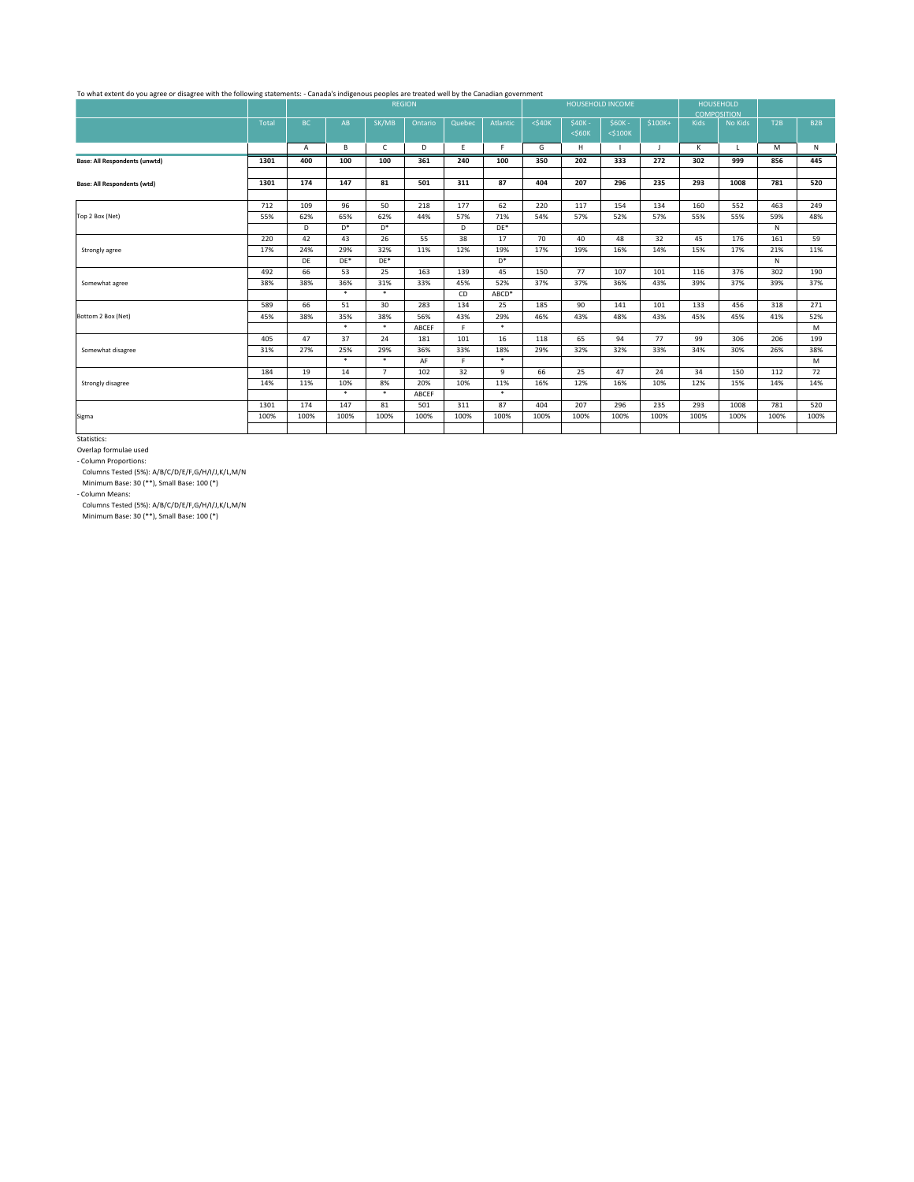To what extent do you agree or disagree with the following statements: - Canada's indigenous peoples are treated well by the Canadian government

| | | REGION | | | | | | HOUSEHOLD INCOME | | | | HOUSEHOLD COMPOSITION | | | |
|---|---|---|---|---|---|---|---|---|---|---|---|---|---|---|---|
| | Total | BC | AB | SK/MB | Ontario | Quebec | Atlantic | <$40K | $40K - <$60K | $60K - <$100K | $100K+ | Kids | No Kids | T2B | B2B |
| | | A | B | C | D | E | F | G | H | I | J | K | L | M | N |
| **Base: All Respondents (unwtd)** | **1301** | **400** | **100** | **100** | **361** | **240** | **100** | **350** | **202** | **333** | **272** | **302** | **999** | **856** | **445** |
| **Base: All Respondents (wtd)** | **1301** | **174** | **147** | **81** | **501** | **311** | **87** | **404** | **207** | **296** | **235** | **293** | **1008** | **781** | **520** |
| Top 2 Box (Net) | 712 | 109 | 96 | 50 | 218 | 177 | 62 | 220 | 117 | 154 | 134 | 160 | 552 | 463 | 249 |
| | 55% | 62% | 65% | 62% | 44% | 57% | 71% | 54% | 57% | 52% | 57% | 55% | 55% | 59% | 48% |
| | | D | D* | D* | | D | DE* | | | | | | | N | |
| Strongly agree | 220 | 42 | 43 | 26 | 55 | 38 | 17 | 70 | 40 | 48 | 32 | 45 | 176 | 161 | 59 |
| | 17% | 24% | 29% | 32% | 11% | 12% | 19% | 17% | 19% | 16% | 14% | 15% | 17% | 21% | 11% |
| | | DE | DE* | DE* | | | D* | | | | | | | N | |
| Somewhat agree | 492 | 66 | 53 | 25 | 163 | 139 | 45 | 150 | 77 | 107 | 101 | 116 | 376 | 302 | 190 |
| | 38% | 38% | 36% | 31% | 33% | 45% | 52% | 37% | 37% | 36% | 43% | 39% | 37% | 39% | 37% |
| | | | * | * | | CD | ABCD* | | | | | | | | |
| Bottom 2 Box (Net) | 589 | 66 | 51 | 30 | 283 | 134 | 25 | 185 | 90 | 141 | 101 | 133 | 456 | 318 | 271 |
| | 45% | 38% | 35% | 38% | 56% | 43% | 29% | 46% | 43% | 48% | 43% | 45% | 45% | 41% | 52% |
| | | | * | * | ABCEF | F | * | | | | | | | | M |
| Somewhat disagree | 405 | 47 | 37 | 24 | 181 | 101 | 16 | 118 | 65 | 94 | 77 | 99 | 306 | 206 | 199 |
| | 31% | 27% | 25% | 29% | 36% | 33% | 18% | 29% | 32% | 32% | 33% | 34% | 30% | 26% | 38% |
| | | | * | * | AF | F | * | | | | | | | | M |
| Strongly disagree | 184 | 19 | 14 | 7 | 102 | 32 | 9 | 66 | 25 | 47 | 24 | 34 | 150 | 112 | 72 |
| | 14% | 11% | 10% | 8% | 20% | 10% | 11% | 16% | 12% | 16% | 10% | 12% | 15% | 14% | 14% |
| | | | * | * | ABCEF | | * | | | | | | | | |
| Sigma | 1301 | 174 | 147 | 81 | 501 | 311 | 87 | 404 | 207 | 296 | 235 | 293 | 1008 | 781 | 520 |
| | 100% | 100% | 100% | 100% | 100% | 100% | 100% | 100% | 100% | 100% | 100% | 100% | 100% | 100% | 100% |

Statistics:

Overlap formulae used

- Column Proportions:
  Columns Tested (5%): A/B/C/D/E/F,G/H/I/J,K/L,M/N
  Minimum Base: 30 (**), Small Base: 100 (*)
- Column Means:
  Columns Tested (5%): A/B/C/D/E/F,G/H/I/J,K/L,M/N
  Minimum Base: 30 (**), Small Base: 100 (*)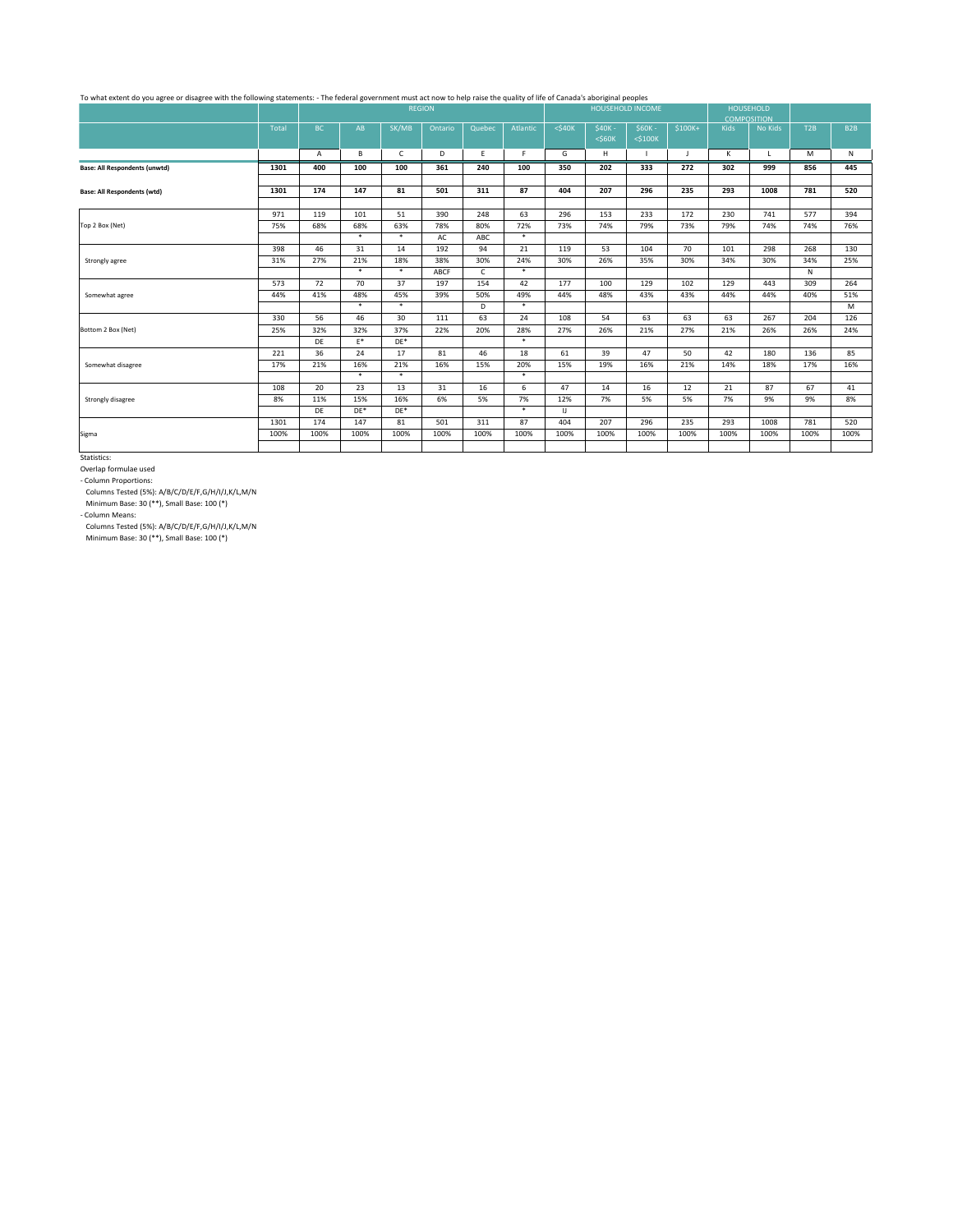To what extent do you agree or disagree with the following statements: - The federal government must act now to help raise the quality of life of Canada's aboriginal peoples

| | | REGION | | | | | | HOUSEHOLD INCOME | | | | HOUSEHOLD COMPOSITION | | | |
|---|---|---|---|---|---|---|---|---|---|---|---|---|---|---|---|
| | Total | BC | AB | SK/MB | Ontario | Quebec | Atlantic | <$40K | $40K - <$60K | $60K - <$100K | $100K+ | Kids | No Kids | T2B | B2B |
| | | A | B | C | D | E | F | G | H | I | J | K | L | M | N |
| **Base: All Respondents (unwtd)** | **1301** | **400** | **100** | **100** | **361** | **240** | **100** | **350** | **202** | **333** | **272** | **302** | **999** | **856** | **445** |
| **Base: All Respondents (wtd)** | **1301** | **174** | **147** | **81** | **501** | **311** | **87** | **404** | **207** | **296** | **235** | **293** | **1008** | **781** | **520** |
| Top 2 Box (Net) | 971 | 119 | 101 | 51 | 390 | 248 | 63 | 296 | 153 | 233 | 172 | 230 | 741 | 577 | 394 |
| | 75% | 68% | 68% | 63% | 78% | 80% | 72% | 73% | 74% | 79% | 73% | 79% | 74% | 74% | 76% |
| | | | * | * | AC | ABC | * | | | | | | | | |
| Strongly agree | 398 | 46 | 31 | 14 | 192 | 94 | 21 | 119 | 53 | 104 | 70 | 101 | 298 | 268 | 130 |
| | 31% | 27% | 21% | 18% | 38% | 30% | 24% | 30% | 26% | 35% | 30% | 34% | 30% | 34% | 25% |
| | | | * | * | ABCF | C | * | | | | | | | N | |
| Somewhat agree | 573 | 72 | 70 | 37 | 197 | 154 | 42 | 177 | 100 | 129 | 102 | 129 | 443 | 309 | 264 |
| | 44% | 41% | 48% | 45% | 39% | 50% | 49% | 44% | 48% | 43% | 43% | 44% | 44% | 40% | 51% |
| | | | * | * | | D | * | | | | | | | | M |
| Bottom 2 Box (Net) | 330 | 56 | 46 | 30 | 111 | 63 | 24 | 108 | 54 | 63 | 63 | 63 | 267 | 204 | 126 |
| | 25% | 32% | 32% | 37% | 22% | 20% | 28% | 27% | 26% | 21% | 27% | 21% | 26% | 26% | 24% |
| | | DE | E* | DE* | | | * | | | | | | | | |
| Somewhat disagree | 221 | 36 | 24 | 17 | 81 | 46 | 18 | 61 | 39 | 47 | 50 | 42 | 180 | 136 | 85 |
| | 17% | 21% | 16% | 21% | 16% | 15% | 20% | 15% | 19% | 16% | 21% | 14% | 18% | 17% | 16% |
| | | | * | * | | | * | | | | | | | | |
| Strongly disagree | 108 | 20 | 23 | 13 | 31 | 16 | 6 | 47 | 14 | 16 | 12 | 21 | 87 | 67 | 41 |
| | 8% | 11% | 15% | 16% | 6% | 5% | 7% | 12% | 7% | 5% | 5% | 7% | 9% | 9% | 8% |
| | | DE | DE* | DE* | | | * | IJ | | | | | | | |
| Sigma | 1301 | 174 | 147 | 81 | 501 | 311 | 87 | 404 | 207 | 296 | 235 | 293 | 1008 | 781 | 520 |
| | 100% | 100% | 100% | 100% | 100% | 100% | 100% | 100% | 100% | 100% | 100% | 100% | 100% | 100% | 100% |

Statistics:

Overlap formulae used

- Column Proportions:

Columns Tested (5%): A/B/C/D/E/F,G/H/I/J,K/L,M/N

Minimum Base: 30 (**), Small Base: 100 (*)

- Column Means:

Columns Tested (5%): A/B/C/D/E/F,G/H/I/J,K/L,M/N

Minimum Base: 30 (**), Small Base: 100 (*)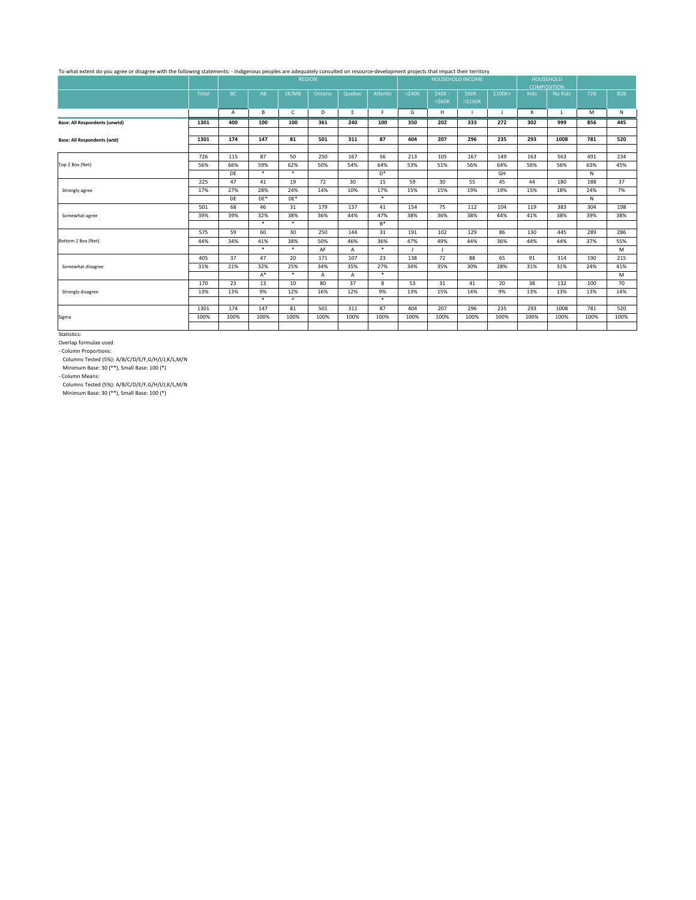To what extent do you agree or disagree with the following statements: - Indigenous peoples are adequately consulted on resource-development projects that impact their territory

| | | REGION | | | | | | HOUSEHOLD INCOME | | | | HOUSEHOLD COMPOSITION | | | |
|---|---|---|---|---|---|---|---|---|---|---|---|---|---|---|---|
| | Total | BC | AB | SK/MB | Ontario | Quebec | Atlantic | <$40K | $40K - <$60K | $60K - <$100K | $100K+ | Kids | No Kids | T2B | B2B |
| | | A | B | C | D | E | F | G | H | I | J | K | L | M | N |
| **Base: All Respondents (unwtd)** | **1301** | **400** | **100** | **100** | **361** | **240** | **100** | **350** | **202** | **333** | **272** | **302** | **999** | **856** | **445** |
| **Base: All Respondents (wtd)** | **1301** | **174** | **147** | **81** | **501** | **311** | **87** | **404** | **207** | **296** | **235** | **293** | **1008** | **781** | **520** |
| Top 2 Box (Net) | 726 | 115 | 87 | 50 | 250 | 167 | 56 | 213 | 105 | 167 | 149 | 163 | 563 | 491 | 234 |
| | 56% | 66% | 59% | 62% | 50% | 54% | 64% | 53% | 51% | 56% | 64% | 56% | 56% | 63% | 45% |
| | | DE | * | * | | | D* | | | | GH | | | N | |
| Strongly agree | 225 | 47 | 41 | 19 | 72 | 30 | 15 | 59 | 30 | 55 | 45 | 44 | 180 | 188 | 37 |
| | 17% | 27% | 28% | 24% | 14% | 10% | 17% | 15% | 15% | 19% | 19% | 15% | 18% | 24% | 7% |
| | | DE | DE* | DE* | | | * | | | | | | | N | |
| Somewhat agree | 501 | 68 | 46 | 31 | 179 | 137 | 41 | 154 | 75 | 112 | 104 | 119 | 383 | 304 | 198 |
| | 39% | 39% | 32% | 38% | 36% | 44% | 47% | 38% | 36% | 38% | 44% | 41% | 38% | 39% | 38% |
| | | | * | * | | | B* | | | | | | | | |
| Bottom 2 Box (Net) | 575 | 59 | 60 | 30 | 250 | 144 | 31 | 191 | 102 | 129 | 86 | 130 | 445 | 289 | 286 |
| | 44% | 34% | 41% | 38% | 50% | 46% | 36% | 47% | 49% | 44% | 36% | 44% | 44% | 37% | 55% |
| | | | * | * | AF | A | * | J | J | | | | | | M |
| Somewhat disagree | 405 | 37 | 47 | 20 | 171 | 107 | 23 | 138 | 72 | 88 | 65 | 91 | 314 | 190 | 215 |
| | 31% | 21% | 32% | 25% | 34% | 35% | 27% | 34% | 35% | 30% | 28% | 31% | 31% | 24% | 41% |
| | | | A* | * | A | A | * | | | | | | | | M |
| Strongly disagree | 170 | 23 | 13 | 10 | 80 | 37 | 8 | 53 | 31 | 41 | 20 | 38 | 132 | 100 | 70 |
| | 13% | 13% | 9% | 12% | 16% | 12% | 9% | 13% | 15% | 14% | 9% | 13% | 13% | 13% | 14% |
| | | | * | * | | | * | | | | | | | | |
| Sigma | 1301 | 174 | 147 | 81 | 501 | 311 | 87 | 404 | 207 | 296 | 235 | 293 | 1008 | 781 | 520 |
| | 100% | 100% | 100% | 100% | 100% | 100% | 100% | 100% | 100% | 100% | 100% | 100% | 100% | 100% | 100% |

Statistics:

Overlap formulae used

- Column Proportions:

 Columns Tested (5%): A/B/C/D/E/F,G/H/I/J,K/L,M/N

 Minimum Base: 30 (**), Small Base: 100 (*)

- Column Means:

 Columns Tested (5%): A/B/C/D/E/F,G/H/I/J,K/L,M/N

 Minimum Base: 30 (**), Small Base: 100 (*)